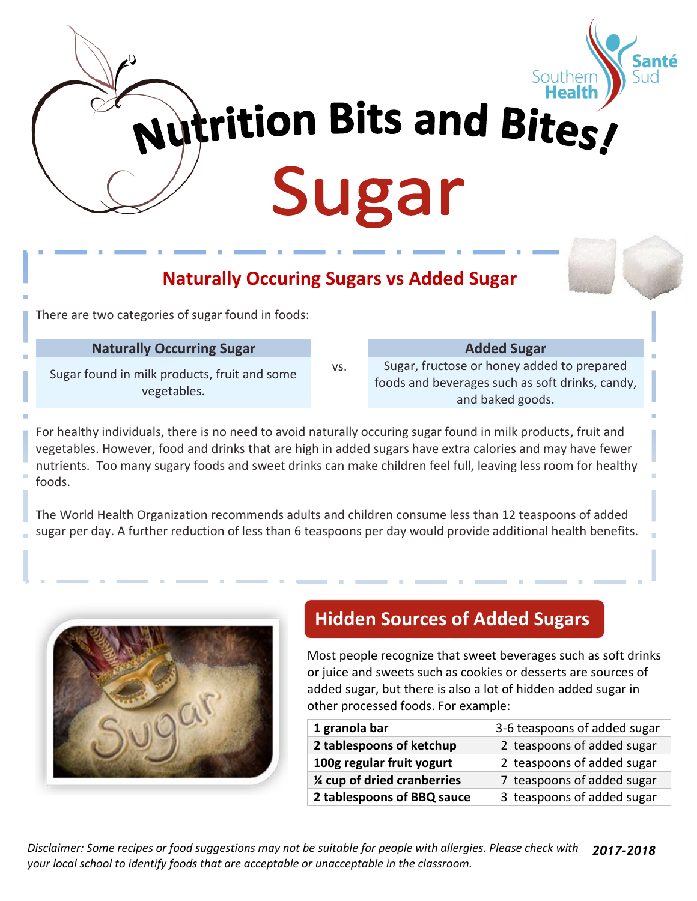Southern Health Santé Sud

# Nutrition Bits and Bites!

# Sugar

## Naturally Occuring Sugars vs Added Sugar

There are two categories of sugar found in foods:

| Naturally Occurring Sugar | | Added Sugar |
| --- | --- | --- |
| Sugar found in milk products, fruit and some vegetables. | vs. | Sugar, fructose or honey added to prepared foods and beverages such as soft drinks, candy, and baked goods. |

For healthy individuals, there is no need to avoid naturally occuring sugar found in milk products, fruit and vegetables. However, food and drinks that are high in added sugars have extra calories and may have fewer nutrients. Too many sugary foods and sweet drinks can make children feel full, leaving less room for healthy foods.

The World Health Organization recommends adults and children consume less than 12 teaspoons of added sugar per day. A further reduction of less than 6 teaspoons per day would provide additional health benefits.

## Hidden Sources of Added Sugars

Most people recognize that sweet beverages such as soft drinks or juice and sweets such as cookies or desserts are sources of added sugar, but there is also a lot of hidden added sugar in other processed foods. For example:

| | |
| --- | --- |
| **1 granola bar** | 3-6 teaspoons of added sugar |
| **2 tablespoons of ketchup** | 2 teaspoons of added sugar |
| **100g regular fruit yogurt** | 2 teaspoons of added sugar |
| **¼ cup of dried cranberries** | 7 teaspoons of added sugar |
| **2 tablespoons of BBQ sauce** | 3 teaspoons of added sugar |

*Disclaimer: Some recipes or food suggestions may not be suitable for people with allergies. Please check with your local school to identify foods that are acceptable or unacceptable in the classroom.* ***2017-2018***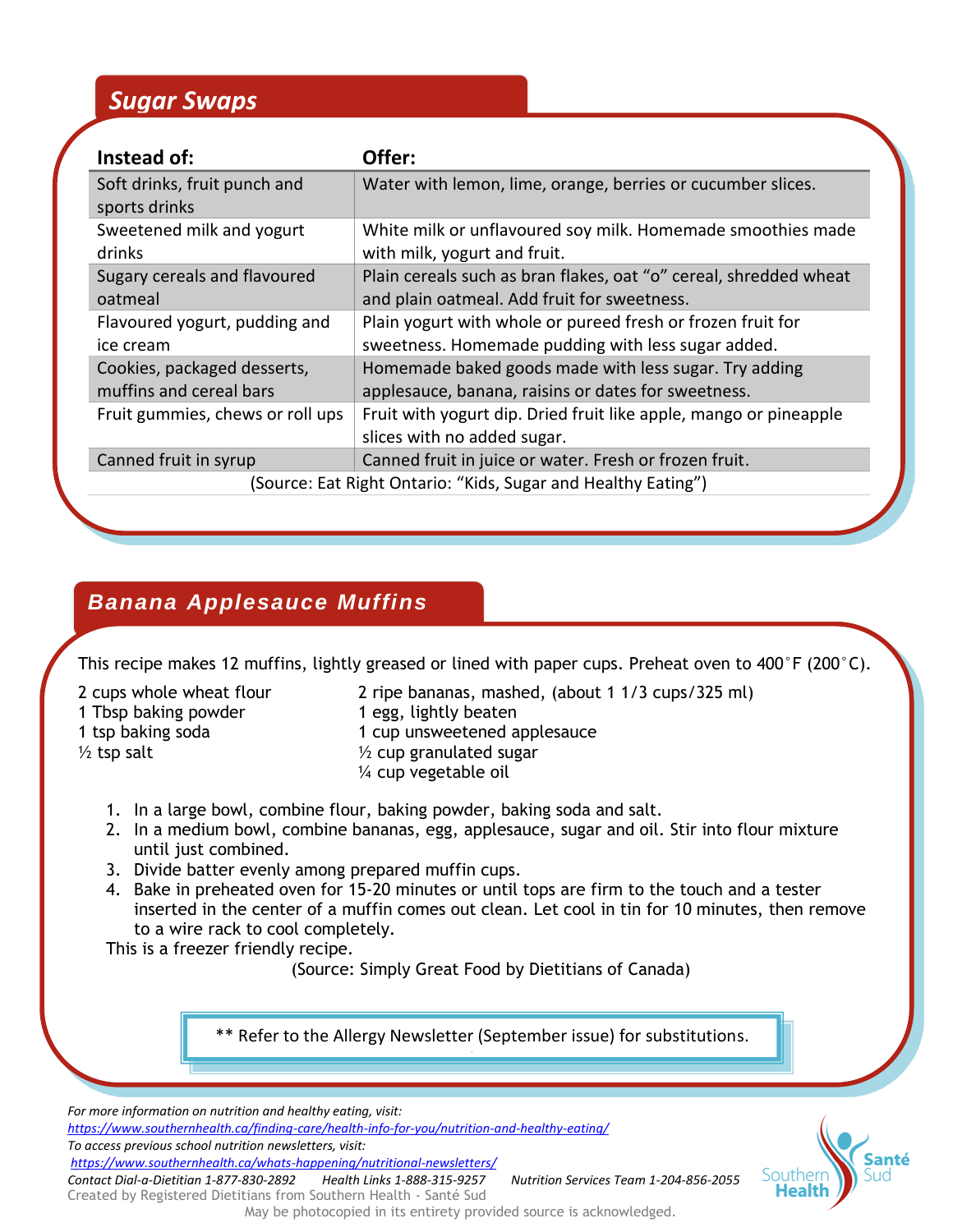## Sugar Swaps

| Instead of: | Offer: |
|---|---|
| Soft drinks, fruit punch and sports drinks | Water with lemon, lime, orange, berries or cucumber slices. |
| Sweetened milk and yogurt drinks | White milk or unflavoured soy milk. Homemade smoothies made with milk, yogurt and fruit. |
| Sugary cereals and flavoured oatmeal | Plain cereals such as bran flakes, oat "o" cereal, shredded wheat and plain oatmeal. Add fruit for sweetness. |
| Flavoured yogurt, pudding and ice cream | Plain yogurt with whole or pureed fresh or frozen fruit for sweetness. Homemade pudding with less sugar added. |
| Cookies, packaged desserts, muffins and cereal bars | Homemade baked goods made with less sugar. Try adding applesauce, banana, raisins or dates for sweetness. |
| Fruit gummies, chews or roll ups | Fruit with yogurt dip. Dried fruit like apple, mango or pineapple slices with no added sugar. |
| Canned fruit in syrup | Canned fruit in juice or water. Fresh or frozen fruit. |

(Source: Eat Right Ontario: "Kids, Sugar and Healthy Eating")

## Banana Applesauce Muffins

This recipe makes 12 muffins, lightly greased or lined with paper cups. Preheat oven to 400˚F (200˚C).

- 2 cups whole wheat flour
- 1 Tbsp baking powder
- 1 tsp baking soda
- ½ tsp salt
- 2 ripe bananas, mashed, (about 1 1/3 cups/325 ml)
- 1 egg, lightly beaten
- 1 cup unsweetened applesauce
- ½ cup granulated sugar
- ¼ cup vegetable oil

1. In a large bowl, combine flour, baking powder, baking soda and salt.
2. In a medium bowl, combine bananas, egg, applesauce, sugar and oil. Stir into flour mixture until just combined.
3. Divide batter evenly among prepared muffin cups.
4. Bake in preheated oven for 15-20 minutes or until tops are firm to the touch and a tester inserted in the center of a muffin comes out clean. Let cool in tin for 10 minutes, then remove to a wire rack to cool completely.

This is a freezer friendly recipe.

(Source: Simply Great Food by Dietitians of Canada)

** Refer to the Allergy Newsletter (September issue) for substitutions.

*For more information on nutrition and healthy eating, visit:*
*https://www.southernhealth.ca/finding-care/health-info-for-you/nutrition-and-healthy-eating/*
*To access previous school nutrition newsletters, visit:*
*https://www.southernhealth.ca/whats-happening/nutritional-newsletters/*
*Contact Dial-a-Dietitian 1-877-830-2892 Health Links 1-888-315-9257 Nutrition Services Team 1-204-856-2055*

Created by Registered Dietitians from Southern Health - Santé Sud

May be photocopied in its entirety provided source is acknowledged.

Southern Health Santé Sud